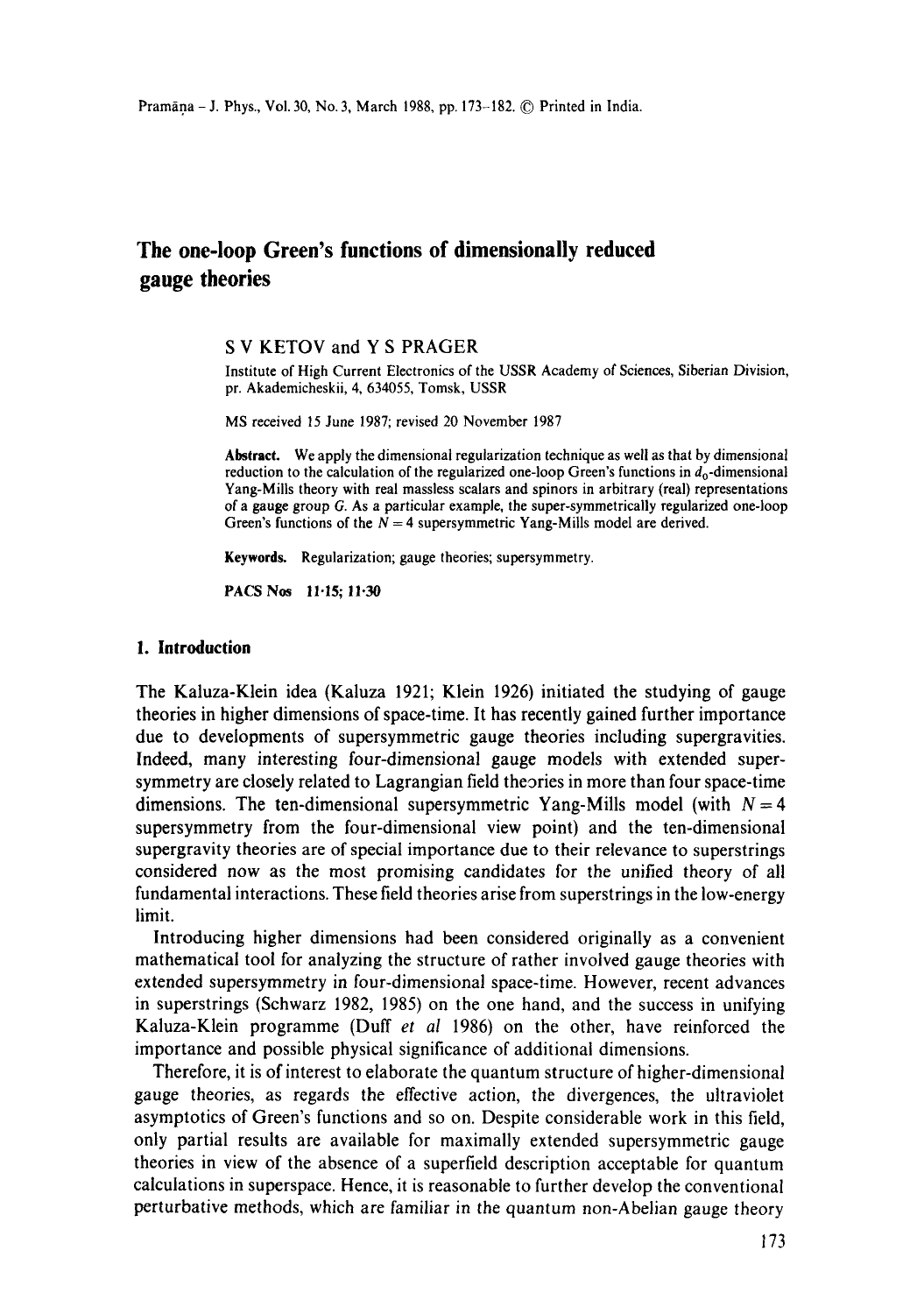# The one-loop Green's functions of dimensionally reduced gauge theories

S V KETOV and Y S PRAGER

Institute of High Current Electronics of the USSR Academy of Sciences, Siberian Division, pr. Akademicheskii, 4, 634055, Tomsk, USSR

MS received 15 June 1987; revised 20 November 1987

**Abstract.** We apply the dimensional regularization technique as well as that by dimensional reduction to the calculation of the regularized one-loop Green's functions in $d_0$-dimensional Yang-Mills theory with real massless scalars and spinors in arbitrary (real) representations of a gauge group $G$. As a particular example, the super-symmetrically regularized one-loop Green's functions of the $N = 4$ supersymmetric Yang-Mills model are derived.

**Keywords.** Regularization; gauge theories; supersymmetry.

**PACS Nos** 11·15; 11·30

## 1. Introduction

The Kaluza-Klein idea (Kaluza 1921; Klein 1926) initiated the studying of gauge theories in higher dimensions of space-time. It has recently gained further importance due to developments of supersymmetric gauge theories including supergravities. Indeed, many interesting four-dimensional gauge models with extended supersymmetry are closely related to Lagrangian field theories in more than four space-time dimensions. The ten-dimensional supersymmetric Yang-Mills model (with $N = 4$ supersymmetry from the four-dimensional view point) and the ten-dimensional supergravity theories are of special importance due to their relevance to superstrings considered now as the most promising candidates for the unified theory of all fundamental interactions. These field theories arise from superstrings in the low-energy limit.

Introducing higher dimensions had been considered originally as a convenient mathematical tool for analyzing the structure of rather involved gauge theories with extended supersymmetry in four-dimensional space-time. However, recent advances in superstrings (Schwarz 1982, 1985) on the one hand, and the success in unifying Kaluza-Klein programme (Duff *et al* 1986) on the other, have reinforced the importance and possible physical significance of additional dimensions.

Therefore, it is of interest to elaborate the quantum structure of higher-dimensional gauge theories, as regards the effective action, the divergences, the ultraviolet asymptotics of Green's functions and so on. Despite considerable work in this field, only partial results are available for maximally extended supersymmetric gauge theories in view of the absence of a superfield description acceptable for quantum calculations in superspace. Hence, it is reasonable to further develop the conventional perturbative methods, which are familiar in the quantum non-Abelian gauge theory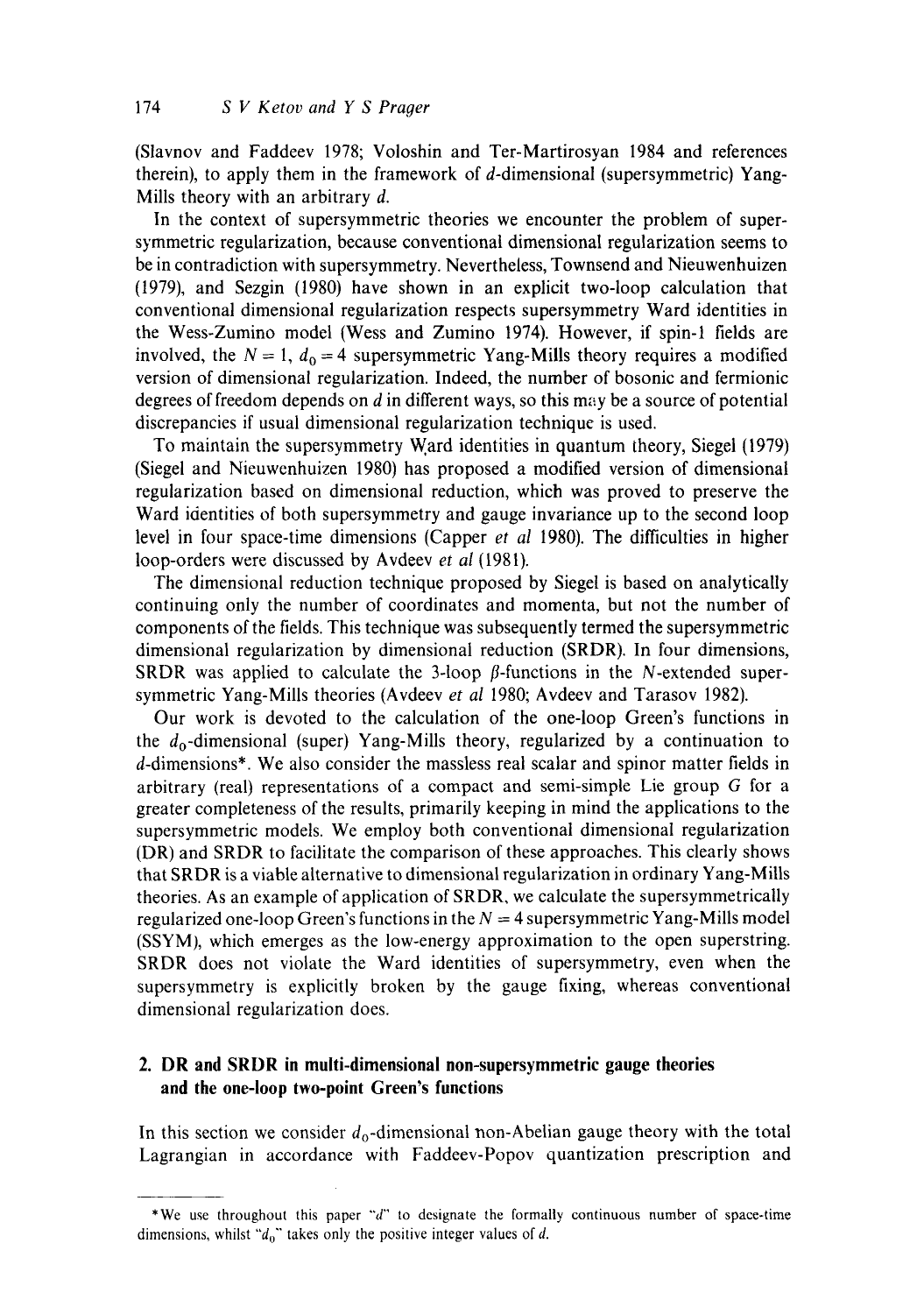(Slavnov and Faddeev 1978; Voloshin and Ter-Martirosyan 1984 and references therein), to apply them in the framework of $d$-dimensional (supersymmetric) Yang-Mills theory with an arbitrary $d$.

In the context of supersymmetric theories we encounter the problem of supersymmetric regularization, because conventional dimensional regularization seems to be in contradiction with supersymmetry. Nevertheless, Townsend and Nieuwenhuizen (1979), and Sezgin (1980) have shown in an explicit two-loop calculation that conventional dimensional regularization respects supersymmetry Ward identities in the Wess-Zumino model (Wess and Zumino 1974). However, if spin-1 fields are involved, the $N = 1$, $d_0 = 4$ supersymmetric Yang-Mills theory requires a modified version of dimensional regularization. Indeed, the number of bosonic and fermionic degrees of freedom depends on $d$ in different ways, so this may be a source of potential discrepancies if usual dimensional regularization technique is used.

To maintain the supersymmetry Ward identities in quantum theory, Siegel (1979) (Siegel and Nieuwenhuizen 1980) has proposed a modified version of dimensional regularization based on dimensional reduction, which was proved to preserve the Ward identities of both supersymmetry and gauge invariance up to the second loop level in four space-time dimensions (Capper *et al* 1980). The difficulties in higher loop-orders were discussed by Avdeev *et al* (1981).

The dimensional reduction technique proposed by Siegel is based on analytically continuing only the number of coordinates and momenta, but not the number of components of the fields. This technique was subsequently termed the supersymmetric dimensional regularization by dimensional reduction (SRDR). In four dimensions, SRDR was applied to calculate the 3-loop $\beta$-functions in the $N$-extended supersymmetric Yang-Mills theories (Avdeev *et al* 1980; Avdeev and Tarasov 1982).

Our work is devoted to the calculation of the one-loop Green's functions in the $d_0$-dimensional (super) Yang-Mills theory, regularized by a continuation to $d$-dimensions*. We also consider the massless real scalar and spinor matter fields in arbitrary (real) representations of a compact and semi-simple Lie group $G$ for a greater completeness of the results, primarily keeping in mind the applications to the supersymmetric models. We employ both conventional dimensional regularization (DR) and SRDR to facilitate the comparison of these approaches. This clearly shows that SRDR is a viable alternative to dimensional regularization in ordinary Yang-Mills theories. As an example of application of SRDR, we calculate the supersymmetrically regularized one-loop Green's functions in the $N = 4$ supersymmetric Yang-Mills model (SSYM), which emerges as the low-energy approximation to the open superstring. SRDR does not violate the Ward identities of supersymmetry, even when the supersymmetry is explicitly broken by the gauge fixing, whereas conventional dimensional regularization does.

## 2. DR and SRDR in multi-dimensional non-supersymmetric gauge theories and the one-loop two-point Green's functions

In this section we consider $d_0$-dimensional non-Abelian gauge theory with the total Lagrangian in accordance with Faddeev-Popov quantization prescription and

*We use throughout this paper "$d$" to designate the formally continuous number of space-time dimensions, whilst "$d_0$" takes only the positive integer values of $d$.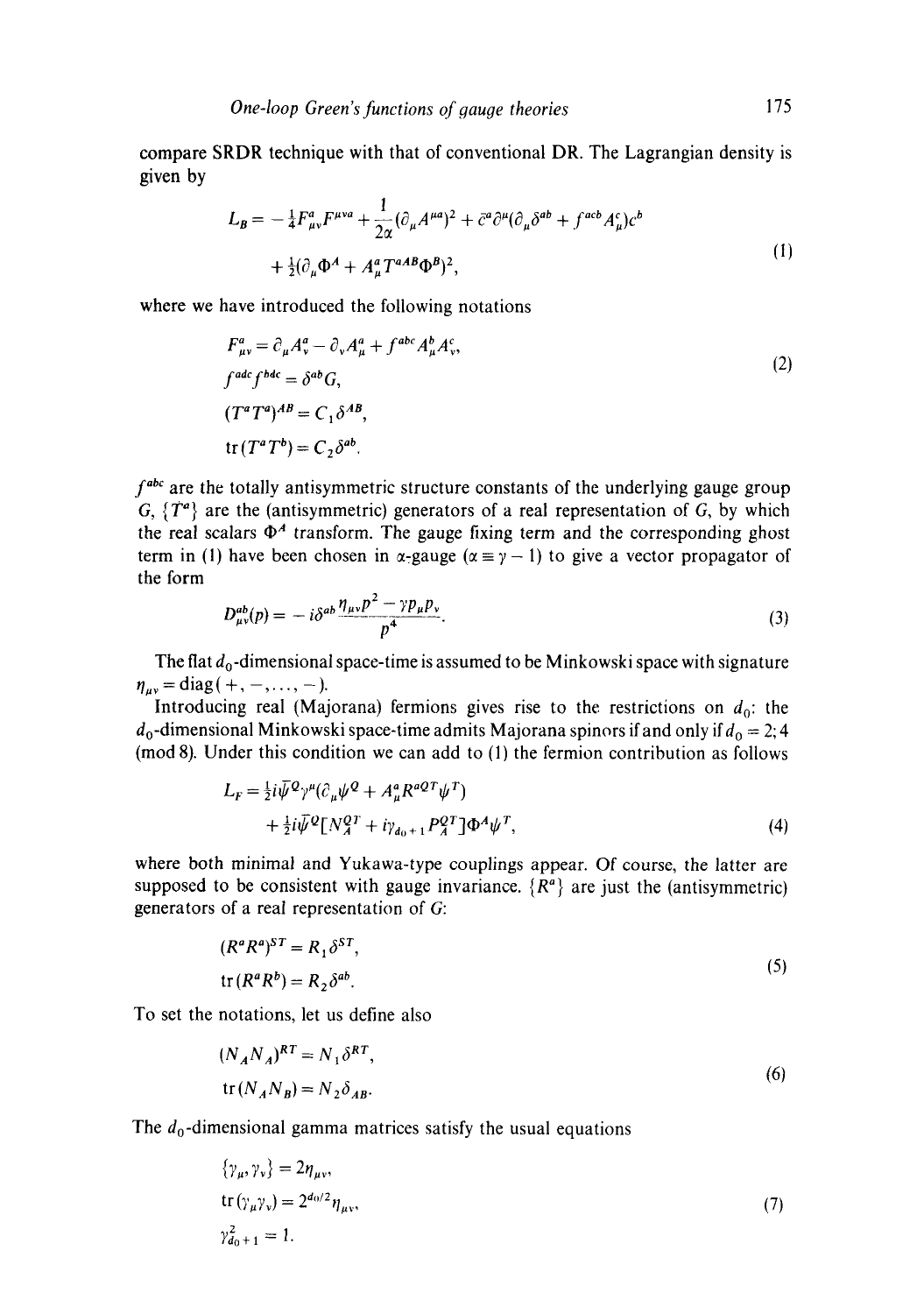compare SRDR technique with that of conventional DR. The Lagrangian density is given by

$$
\begin{aligned}
L_B = & -\tfrac{1}{4}F^a_{\mu\nu}F^{\mu\nu a} + \frac{1}{2\alpha}(\partial_\mu A^{\mu a})^2 + \bar{c}^a\partial^\mu(\partial_\mu\delta^{ab} + f^{acb}A^c_\mu)c^b \\
& + \tfrac{1}{2}(\partial_\mu\Phi^A + A^a_\mu T^{aAB}\Phi^B)^2,
\end{aligned}
\tag{1}
$$

where we have introduced the following notations

$$
\begin{aligned}
& F^a_{\mu\nu} = \partial_\mu A^a_\nu - \partial_\nu A^a_\mu + f^{abc}A^b_\mu A^c_\nu, \\
& f^{adc}f^{bdc} = \delta^{ab}G, \\
& (T^aT^a)^{AB} = C_1\delta^{AB}, \\
& \mathrm{tr}(T^aT^b) = C_2\delta^{ab}.
\end{aligned}
\tag{2}
$$

$f^{abc}$ are the totally antisymmetric structure constants of the underlying gauge group $G$, $\{T^a\}$ are the (antisymmetric) generators of a real representation of $G$, by which the real scalars $\Phi^A$ transform. The gauge fixing term and the corresponding ghost term in (1) have been chosen in $\alpha$-gauge ($\alpha \equiv \gamma - 1$) to give a vector propagator of the form

$$
D^{ab}_{\mu\nu}(p) = -i\delta^{ab}\frac{\eta_{\mu\nu}p^2 - \gamma p_\mu p_\nu}{p^4}.
\tag{3}
$$

The flat $d_0$-dimensional space-time is assumed to be Minkowski space with signature $\eta_{\mu\nu} = \mathrm{diag}(+, -, \dots, -)$.

Introducing real (Majorana) fermions gives rise to the restrictions on $d_0$: the $d_0$-dimensional Minkowski space-time admits Majorana spinors if and only if $d_0 = 2; 4 \pmod 8$. Under this condition we can add to (1) the fermion contribution as follows

$$
\begin{aligned}
L_F = & \tfrac{1}{2}i\bar{\psi}^Q\gamma^\mu(\partial_\mu\psi^Q + A^a_\mu R^{aQT}\psi^T) \\
& + \tfrac{1}{2}i\bar{\psi}^Q[N^{QT}_A + i\gamma_{d_0+1}P^{QT}_A]\Phi^A\psi^T,
\end{aligned}
\tag{4}
$$

where both minimal and Yukawa-type couplings appear. Of course, the latter are supposed to be consistent with gauge invariance. $\{R^a\}$ are just the (antisymmetric) generators of a real representation of $G$:

$$
\begin{aligned}
& (R^aR^a)^{ST} = R_1\delta^{ST}, \\
& \mathrm{tr}(R^aR^b) = R_2\delta^{ab}.
\end{aligned}
\tag{5}
$$

To set the notations, let us define also

$$
\begin{aligned}
& (N_AN_A)^{RT} = N_1\delta^{RT}, \\
& \mathrm{tr}(N_AN_B) = N_2\delta_{AB}.
\end{aligned}
\tag{6}
$$

The $d_0$-dimensional gamma matrices satisfy the usual equations

$$
\begin{aligned}
& \{\gamma_\mu, \gamma_\nu\} = 2\eta_{\mu\nu}, \\
& \mathrm{tr}(\gamma_\mu\gamma_\nu) = 2^{d_0/2}\eta_{\mu\nu}, \\
& \gamma^2_{d_0+1} = 1.
\end{aligned}
\tag{7}
$$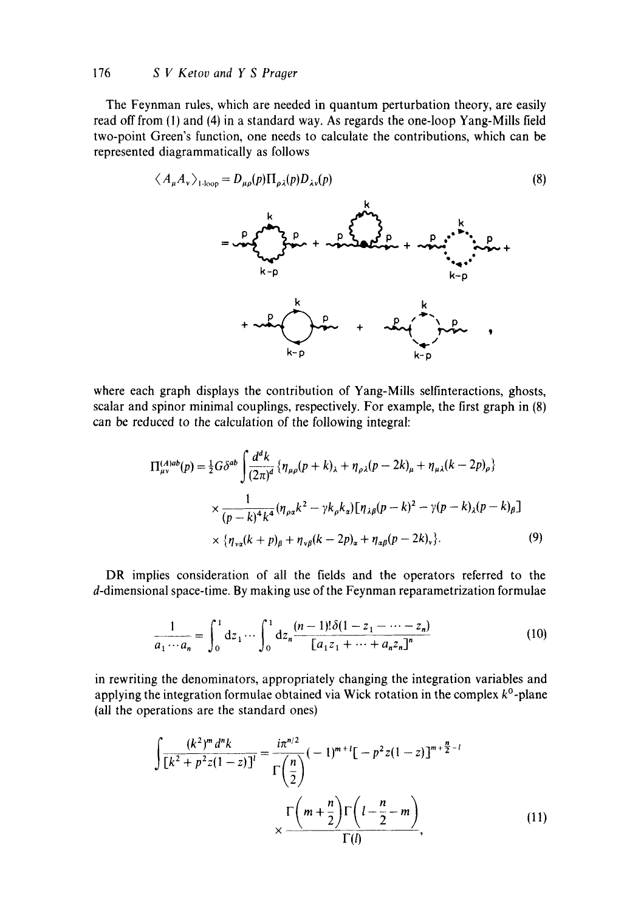The Feynman rules, which are needed in quantum perturbation theory, are easily read off from (1) and (4) in a standard way. As regards the one-loop Yang-Mills field two-point Green's function, one needs to calculate the contributions, which can be represented diagrammatically as follows

$$\langle A_\mu A_\nu \rangle_{\text{1-loop}} = D_{\mu\rho}(p)\Pi_{\rho\lambda}(p)D_{\lambda\nu}(p) \tag{8}$$

where each graph displays the contribution of Yang-Mills selfinteractions, ghosts, scalar and spinor minimal couplings, respectively. For example, the first graph in (8) can be reduced to the calculation of the following integral:

$$\Pi^{(A)ab}_{\mu\nu}(p) = \tfrac{1}{2}G\delta^{ab}\int \frac{d^dk}{(2\pi)^d}\{\eta_{\mu\rho}(p+k)_\lambda + \eta_{\rho\lambda}(p-2k)_\mu + \eta_{\mu\lambda}(k-2p)_\rho\}$$
$$\times \frac{1}{(p-k)^4k^4}(\eta_{\rho\alpha}k^2 - \gamma k_\rho k_\alpha)[\eta_{\lambda\beta}(p-k)^2 - \gamma(p-k)_\lambda(p-k)_\beta]$$
$$\times \{\eta_{\nu\alpha}(k+p)_\beta + \eta_{\nu\beta}(k-2p)_\alpha + \eta_{\alpha\beta}(p-2k)_\nu\}. \tag{9}$$

DR implies consideration of all the fields and the operators referred to the $d$-dimensional space-time. By making use of the Feynman reparametrization formulae

$$\frac{1}{a_1\cdots a_n} = \int_0^1 dz_1\cdots\int_0^1 dz_n \frac{(n-1)!\delta(1-z_1-\cdots-z_n)}{[a_1z_1+\cdots+a_nz_n]^n} \tag{10}$$

in rewriting the denominators, appropriately changing the integration variables and applying the integration formulae obtained via Wick rotation in the complex $k^0$-plane (all the operations are the standard ones)

$$\int \frac{(k^2)^m d^nk}{[k^2+p^2z(1-z)]^l} = \frac{i\pi^{n/2}}{\Gamma\left(\frac{n}{2}\right)}(-1)^{m+l}[-p^2z(1-z)]^{m+\frac{n}{2}-l}$$
$$\times \frac{\Gamma\left(m+\frac{n}{2}\right)\Gamma\left(l-\frac{n}{2}-m\right)}{\Gamma(l)}, \tag{11}$$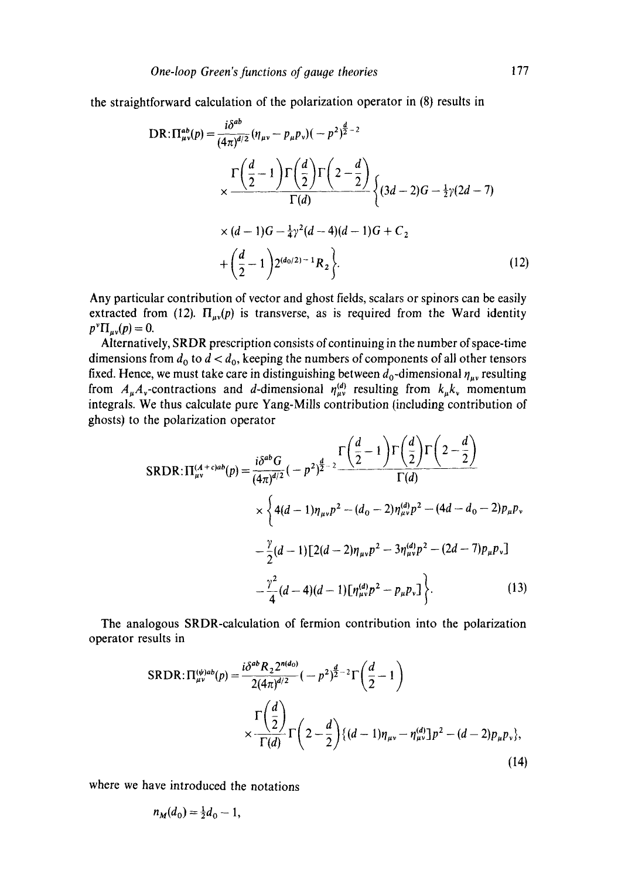the straightforward calculation of the polarization operator in (8) results in

$$\text{DR}:\Pi^{ab}_{\mu\nu}(p) = \frac{i\delta^{ab}}{(4\pi)^{d/2}}(\eta_{\mu\nu} - p_\mu p_\nu)(-p^2)^{\frac{d}{2}-2}$$

$$\times \frac{\Gamma\left(\frac{d}{2}-1\right)\Gamma\left(\frac{d}{2}\right)\Gamma\left(2-\frac{d}{2}\right)}{\Gamma(d)}\Bigg\{(3d-2)G - \tfrac{1}{2}\gamma(2d-7)$$

$$\times (d-1)G - \tfrac{1}{4}\gamma^2(d-4)(d-1)G + C_2$$

$$+ \left(\frac{d}{2}-1\right)2^{(d_0/2)-1}R_2\Bigg\}. \tag{12}$$

Any particular contribution of vector and ghost fields, scalars or spinors can be easily extracted from (12). $\Pi_{\mu\nu}(p)$ is transverse, as is required from the Ward identity $p^\nu\Pi_{\mu\nu}(p) = 0$.

Alternatively, SRDR prescription consists of continuing in the number of space-time dimensions from $d_0$ to $d < d_0$, keeping the numbers of components of all other tensors fixed. Hence, we must take care in distinguishing between $d_0$-dimensional $\eta_{\mu\nu}$ resulting from $A_\mu A_\nu$-contractions and $d$-dimensional $\eta^{(d)}_{\mu\nu}$ resulting from $k_\mu k_\nu$ momentum integrals. We thus calculate pure Yang-Mills contribution (including contribution of ghosts) to the polarization operator

$$\text{SRDR}:\Pi^{(A+c)ab}_{\mu\nu}(p) = \frac{i\delta^{ab}G}{(4\pi)^{d/2}}(-p^2)^{\frac{d}{2}-2}\frac{\Gamma\left(\frac{d}{2}-1\right)\Gamma\left(\frac{d}{2}\right)\Gamma\left(2-\frac{d}{2}\right)}{\Gamma(d)}$$

$$\times\Bigg\{4(d-1)\eta_{\mu\nu}p^2 - (d_0-2)\eta^{(d)}_{\mu\nu}p^2 - (4d-d_0-2)p_\mu p_\nu$$

$$-\frac{\gamma}{2}(d-1)[2(d-2)\eta_{\mu\nu}p^2 - 3\eta^{(d)}_{\mu\nu}p^2 - (2d-7)p_\mu p_\nu]$$

$$-\frac{\gamma^2}{4}(d-4)(d-1)[\eta^{(d)}_{\mu\nu}p^2 - p_\mu p_\nu]\Bigg\}. \tag{13}$$

The analogous SRDR-calculation of fermion contribution into the polarization operator results in

$$\text{SRDR}:\Pi^{(\psi)ab}_{\mu\nu}(p) = \frac{i\delta^{ab}R_2 2^{n(d_0)}}{2(4\pi)^{d/2}}(-p^2)^{\frac{d}{2}-2}\Gamma\left(\frac{d}{2}-1\right)$$

$$\times\frac{\Gamma\left(\frac{d}{2}\right)}{\Gamma(d)}\Gamma\left(2-\frac{d}{2}\right)\{(d-1)\eta_{\mu\nu} - \eta^{(d)}_{\mu\nu}]p^2 - (d-2)p_\mu p_\nu\}, \tag{14}$$

where we have introduced the notations

$$n_M(d_0) = \tfrac{1}{2}d_0 - 1,$$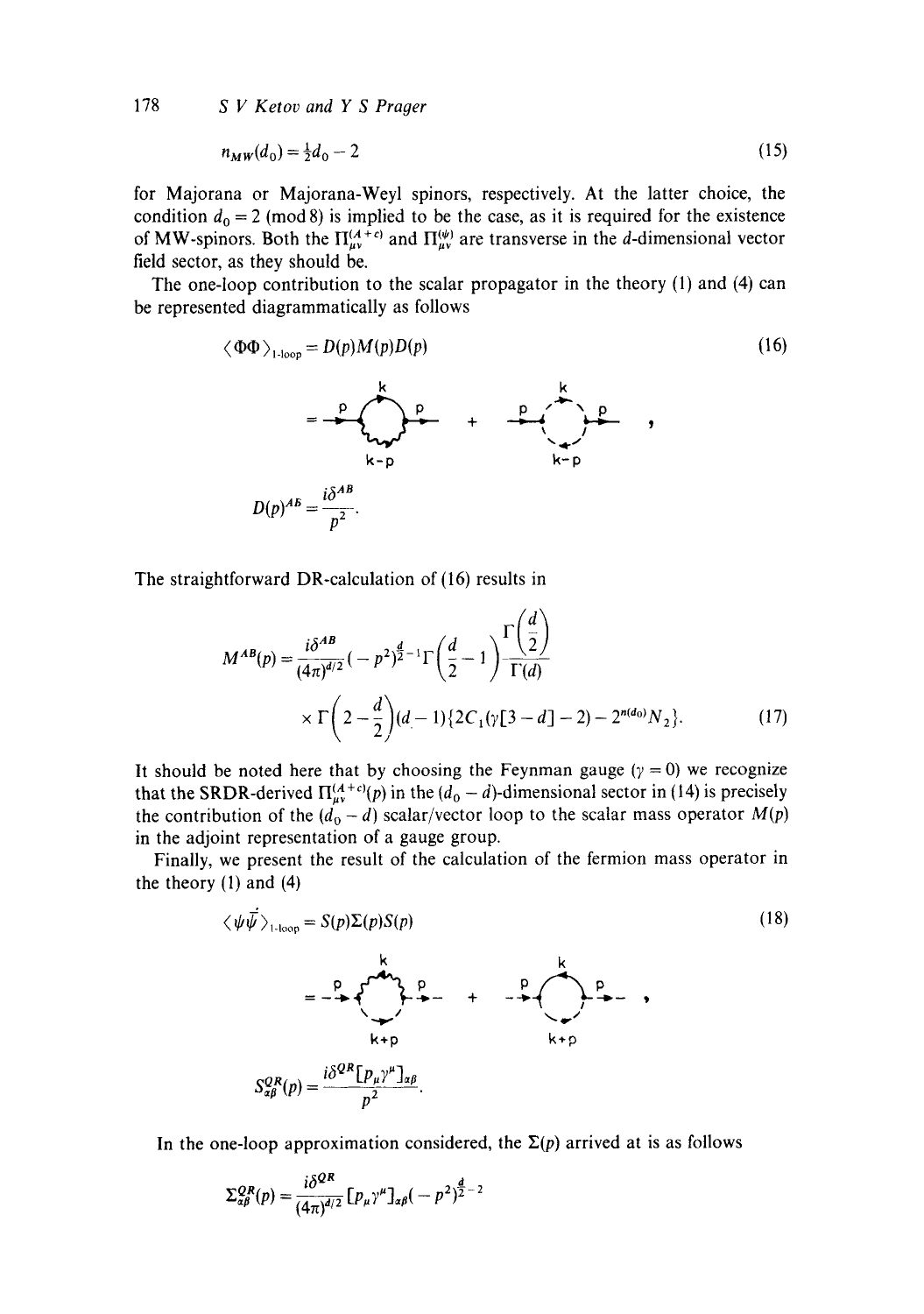$$n_{MW}(d_0) = \tfrac{1}{2}d_0 - 2 \tag{15}$$

for Majorana or Majorana-Weyl spinors, respectively. At the latter choice, the condition $d_0 = 2 \pmod 8$ is implied to be the case, as it is required for the existence of MW-spinors. Both the $\Pi^{(A+c)}_{\mu\nu}$ and $\Pi^{(\psi)}_{\mu\nu}$ are transverse in the $d$-dimensional vector field sector, as they should be.

The one-loop contribution to the scalar propagator in the theory (1) and (4) can be represented diagrammatically as follows

$$\langle \Phi\Phi \rangle_{\text{1-loop}} = D(p)M(p)D(p) \tag{16}$$

$$D(p)^{AB} = \frac{i\delta^{AB}}{p^2}.$$

The straightforward DR-calculation of (16) results in

$$M^{AB}(p) = \frac{i\delta^{AB}}{(4\pi)^{d/2}}(-p^2)^{\frac{d}{2}-1}\Gamma\left(\frac{d}{2}-1\right)\frac{\Gamma\left(\frac{d}{2}\right)}{\Gamma(d)} \times \Gamma\left(2-\frac{d}{2}\right)(d-1)\{2C_1(\gamma[3-d]-2) - 2^{n(d_0)}N_2\}. \tag{17}$$

It should be noted here that by choosing the Feynman gauge ($\gamma = 0$) we recognize that the SRDR-derived $\Pi^{(A+c)}_{\mu\nu}(p)$ in the $(d_0 - d)$-dimensional sector in (14) is precisely the contribution of the $(d_0 - d)$ scalar/vector loop to the scalar mass operator $M(p)$ in the adjoint representation of a gauge group.

Finally, we present the result of the calculation of the fermion mass operator in the theory (1) and (4)

$$\langle \psi\bar{\psi} \rangle_{\text{1-loop}} = S(p)\Sigma(p)S(p) \tag{18}$$

$$S^{QR}_{\alpha\beta}(p) = \frac{i\delta^{QR}[p_\mu\gamma^\mu]_{\alpha\beta}}{p^2}.$$

In the one-loop approximation considered, the $\Sigma(p)$ arrived at is as follows

$$\Sigma^{QR}_{\alpha\beta}(p) = \frac{i\delta^{QR}}{(4\pi)^{d/2}}[p_\mu\gamma^\mu]_{\alpha\beta}(-p^2)^{\frac{d}{2}-2}$$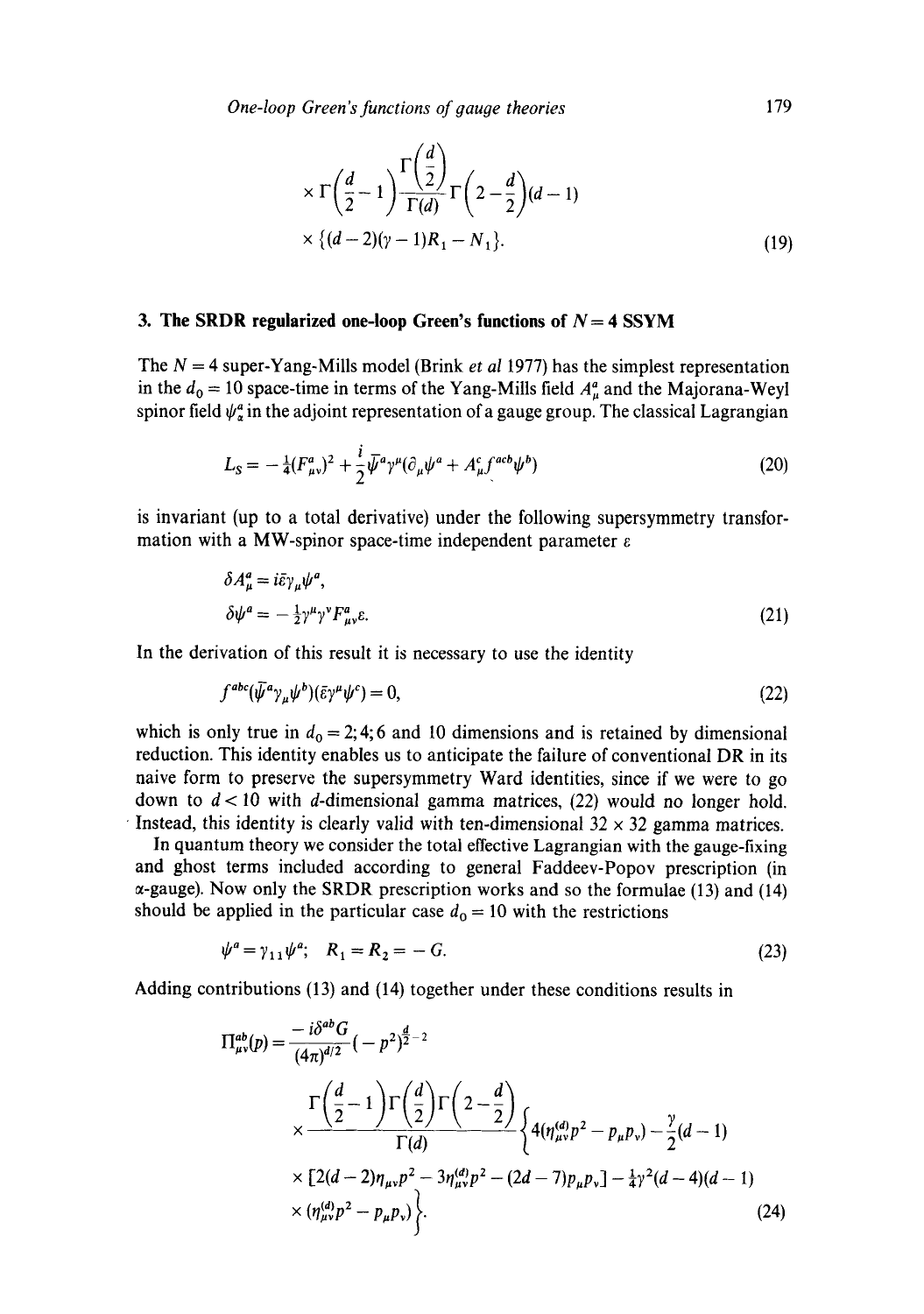$$\times \Gamma\left(\frac{d}{2}-1\right)\frac{\Gamma\left(\frac{d}{2}\right)}{\Gamma(d)}\Gamma\left(2-\frac{d}{2}\right)(d-1)$$

$$\times \{(d-2)(\gamma-1)R_1 - N_1\}. \tag{19}$$

## 3. The SRDR regularized one-loop Green's functions of $N=4$ SSYM

The $N=4$ super-Yang-Mills model (Brink *et al* 1977) has the simplest representation in the $d_0=10$ space-time in terms of the Yang-Mills field $A^a_\mu$ and the Majorana-Weyl spinor field $\psi^a_\alpha$ in the adjoint representation of a gauge group. The classical Lagrangian

$$L_S = -\tfrac{1}{4}(F^a_{\mu\nu})^2 + \frac{i}{2}\bar{\psi}^a\gamma^\mu(\partial_\mu\psi^a + A^c_\mu f^{acb}\psi^b) \tag{20}$$

is invariant (up to a total derivative) under the following supersymmetry transformation with a MW-spinor space-time independent parameter $\varepsilon$

$$\delta A^a_\mu = i\bar{\varepsilon}\gamma_\mu\psi^a,$$

$$\delta\psi^a = -\tfrac{1}{2}\gamma^\mu\gamma^\nu F^a_{\mu\nu}\varepsilon. \tag{21}$$

In the derivation of this result it is necessary to use the identity

$$f^{abc}(\bar{\psi}^a\gamma_\mu\psi^b)(\bar{\varepsilon}\gamma^\mu\psi^c)=0, \tag{22}$$

which is only true in $d_0=2;4;6$ and 10 dimensions and is retained by dimensional reduction. This identity enables us to anticipate the failure of conventional DR in its naive form to preserve the supersymmetry Ward identities, since if we were to go down to $d<10$ with $d$-dimensional gamma matrices, (22) would no longer hold. Instead, this identity is clearly valid with ten-dimensional $32\times 32$ gamma matrices.

In quantum theory we consider the total effective Lagrangian with the gauge-fixing and ghost terms included according to general Faddeev-Popov prescription (in $\alpha$-gauge). Now only the SRDR prescription works and so the formulae (13) and (14) should be applied in the particular case $d_0=10$ with the restrictions

$$\psi^a = \gamma_{11}\psi^a; \quad R_1 = R_2 = -G. \tag{23}$$

Adding contributions (13) and (14) together under these conditions results in

$$\Pi^{ab}_{\mu\nu}(p) = \frac{-i\delta^{ab}G}{(4\pi)^{d/2}}(-p^2)^{\frac{d}{2}-2}$$

$$\times \frac{\Gamma\left(\frac{d}{2}-1\right)\Gamma\left(\frac{d}{2}\right)\Gamma\left(2-\frac{d}{2}\right)}{\Gamma(d)}\Bigg\{4(\eta^{(d)}_{\mu\nu}p^2 - p_\mu p_\nu) - \frac{\gamma}{2}(d-1)$$

$$\times [2(d-2)\eta_{\mu\nu}p^2 - 3\eta^{(d)}_{\mu\nu}p^2 - (2d-7)p_\mu p_\nu] - \tfrac{1}{4}\gamma^2(d-4)(d-1)$$

$$\times (\eta^{(d)}_{\mu\nu}p^2 - p_\mu p_\nu)\Bigg\}. \tag{24}$$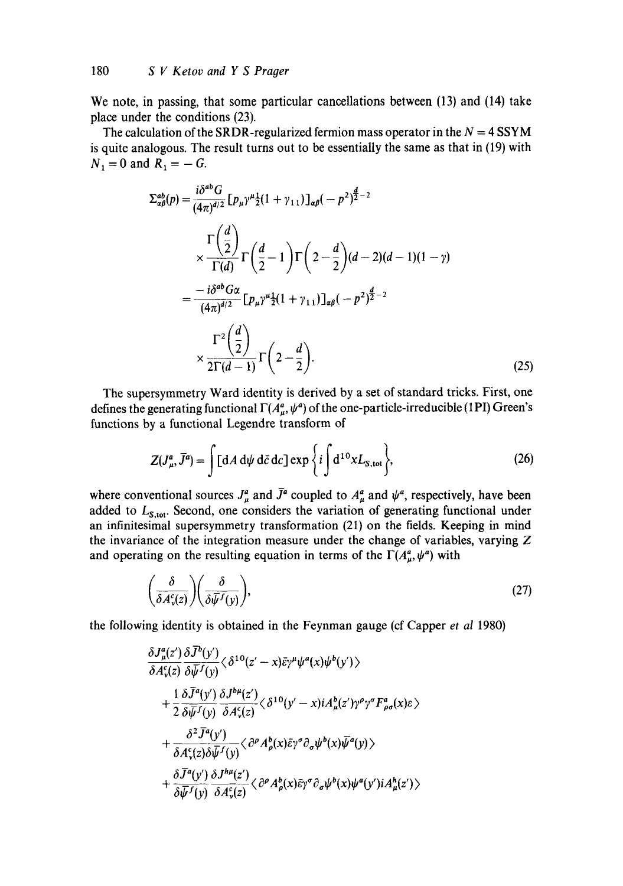We note, in passing, that some particular cancellations between (13) and (14) take place under the conditions (23).

The calculation of the SRDR-regularized fermion mass operator in the $N = 4$ SSYM is quite analogous. The result turns out to be essentially the same as that in (19) with $N_1 = 0$ and $R_1 = -G$.

$$
\begin{aligned}
\Sigma^{ab}_{\alpha\beta}(p) &= \frac{i\delta^{ab}G}{(4\pi)^{d/2}}[p_\mu \gamma^\mu \tfrac{1}{2}(1+\gamma_{11})]_{\alpha\beta}(-p^2)^{\frac{d}{2}-2} \\
&\quad \times \frac{\Gamma\left(\frac{d}{2}\right)}{\Gamma(d)}\Gamma\left(\frac{d}{2}-1\right)\Gamma\left(2-\frac{d}{2}\right)(d-2)(d-1)(1-\gamma) \\
&= \frac{-i\delta^{ab}G\alpha}{(4\pi)^{d/2}}[p_\mu \gamma^\mu \tfrac{1}{2}(1+\gamma_{11})]_{\alpha\beta}(-p^2)^{\frac{d}{2}-2} \\
&\quad \times \frac{\Gamma^2\left(\frac{d}{2}\right)}{2\Gamma(d-1)}\Gamma\left(2-\frac{d}{2}\right).
\end{aligned} \tag{25}
$$

The supersymmetry Ward identity is derived by a set of standard tricks. First, one defines the generating functional $\Gamma(A^a_\mu, \psi^a)$ of the one-particle-irreducible (1PI) Green's functions by a functional Legendre transform of

$$
Z(J^a_\mu, \bar{J}^a) = \int [\mathrm{d}A\,\mathrm{d}\psi\,\mathrm{d}\bar{c}\,\mathrm{d}c]\exp\left\{i\int \mathrm{d}^{10}x L_{S,\mathrm{tot}}\right\}, \tag{26}
$$

where conventional sources $J^a_\mu$ and $\bar{J}^a$ coupled to $A^a_\mu$ and $\psi^a$, respectively, have been added to $L_{S,\mathrm{tot}}$. Second, one considers the variation of generating functional under an infinitesimal supersymmetry transformation (21) on the fields. Keeping in mind the invariance of the integration measure under the change of variables, varying $Z$ and operating on the resulting equation in terms of the $\Gamma(A^a_\mu, \psi^a)$ with

$$
\left(\frac{\delta}{\delta A^c_\nu(z)}\right)\left(\frac{\delta}{\delta \bar{\psi}^f(y)}\right), \tag{27}
$$

the following identity is obtained in the Feynman gauge (cf Capper *et al* 1980)

$$
\begin{aligned}
&\frac{\delta J^a_\mu(z')}{\delta A^c_\nu(z)}\frac{\delta \bar{J}^b(y')}{\delta \bar{\psi}^f(y)}\langle \delta^{10}(z'-x)\bar{\varepsilon}\gamma^\mu \psi^a(x)\psi^b(y')\rangle \\
&+\frac{1}{2}\frac{\delta \bar{J}^a(y')}{\delta \bar{\psi}^f(y)}\frac{\delta J^{b\mu}(z')}{\delta A^c_\nu(z)}\langle \delta^{10}(y'-x)iA^b_\mu(z')\gamma^\rho\gamma^\sigma F^a_{\rho\sigma}(x)\varepsilon\rangle \\
&+\frac{\delta^2 \bar{J}^a(y')}{\delta A^c_\nu(z)\delta \bar{\psi}^f(y)}\langle \partial^\rho A^b_\rho(x)\bar{\varepsilon}\gamma^\sigma\partial_\sigma \psi^b(x)\bar{\psi}^a(y)\rangle \\
&+\frac{\delta \bar{J}^a(y')}{\delta \bar{\psi}^f(y)}\frac{\delta J^{h\mu}(z')}{\delta A^c_\nu(z)}\langle \partial^\rho A^b_\rho(x)\bar{\varepsilon}\gamma^\sigma\partial_\sigma \psi^b(x)\psi^a(y')iA^h_\mu(z')\rangle
\end{aligned}
$$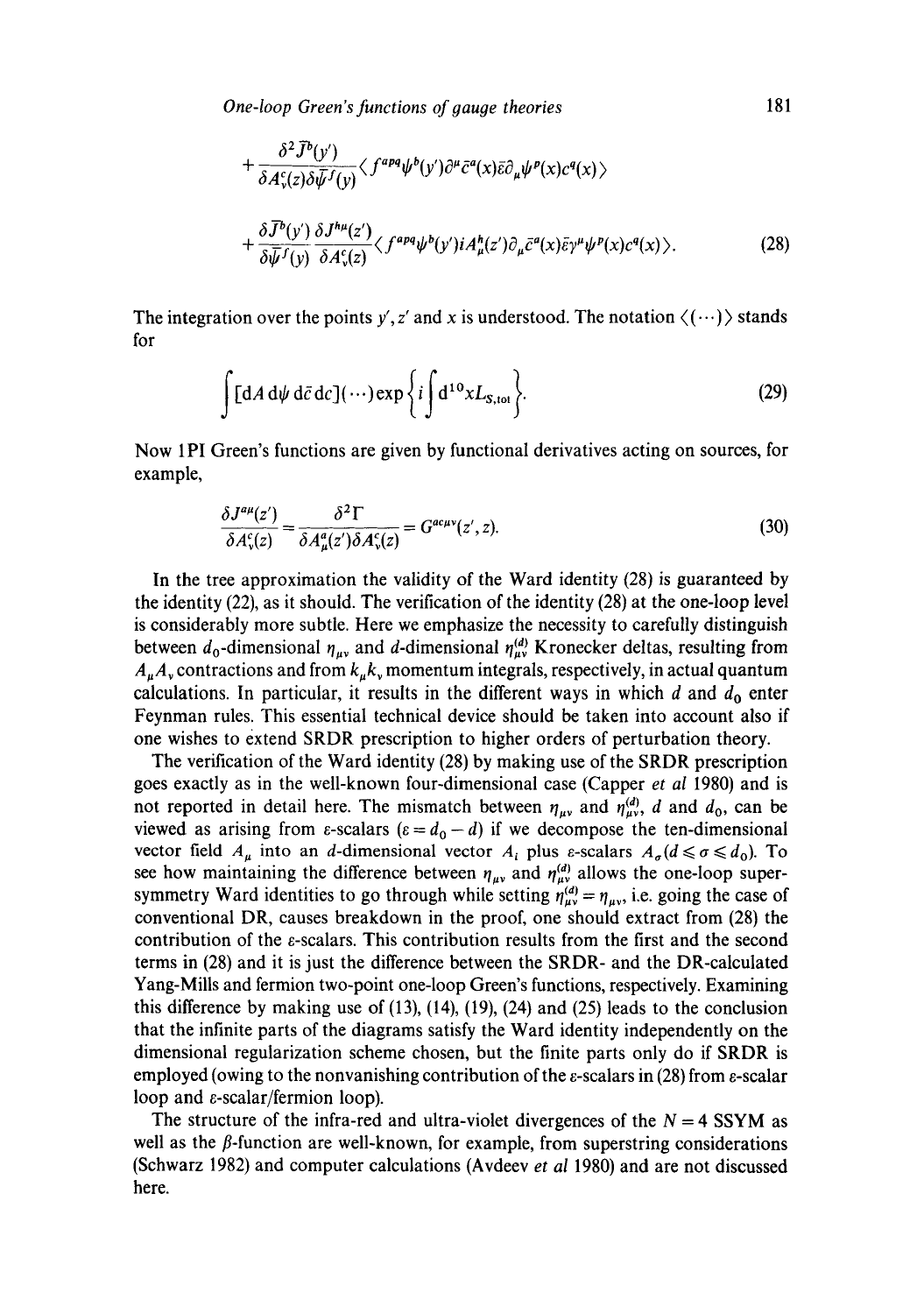$$+\frac{\delta^2 \bar{J}^b(y')}{\delta A_\nu^c(z)\delta\bar{\psi}^f(y)}\langle f^{apq}\psi^b(y')\partial^\mu \bar{c}^a(x)\bar{\varepsilon}\partial_\mu\psi^p(x)c^q(x)\rangle$$

$$+\frac{\delta \bar{J}^b(y')}{\delta\bar{\psi}^f(y)}\frac{\delta J^{h\mu}(z')}{\delta A_\nu^c(z)}\langle f^{apq}\psi^b(y')iA_\mu^h(z')\partial_\mu \bar{c}^a(x)\bar{\varepsilon}\gamma^\mu\psi^p(x)c^q(x)\rangle. \tag{28}$$

The integration over the points $y'$, $z'$ and $x$ is understood. The notation $\langle(\cdots)\rangle$ stands for

$$\int [\mathrm{d}A\,\mathrm{d}\psi\,\mathrm{d}\bar{c}\,\mathrm{d}c](\cdots)\exp\left\{i\int \mathrm{d}^{10}x L_{S,\mathrm{tot}}\right\}. \tag{29}$$

Now 1PI Green's functions are given by functional derivatives acting on sources, for example,

$$\frac{\delta J^{a\mu}(z')}{\delta A_\nu^c(z)}=\frac{\delta^2\Gamma}{\delta A_\mu^a(z')\delta A_\nu^c(z)}=G^{ac\mu\nu}(z',z). \tag{30}$$

In the tree approximation the validity of the Ward identity (28) is guaranteed by the identity (22), as it should. The verification of the identity (28) at the one-loop level is considerably more subtle. Here we emphasize the necessity to carefully distinguish between $d_0$-dimensional $\eta_{\mu\nu}$ and $d$-dimensional $\eta_{\mu\nu}^{(d)}$ Kronecker deltas, resulting from $A_\mu A_\nu$ contractions and from $k_\mu k_\nu$ momentum integrals, respectively, in actual quantum calculations. In particular, it results in the different ways in which $d$ and $d_0$ enter Feynman rules. This essential technical device should be taken into account also if one wishes to extend SRDR prescription to higher orders of perturbation theory.

The verification of the Ward identity (28) by making use of the SRDR prescription goes exactly as in the well-known four-dimensional case (Capper *et al* 1980) and is not reported in detail here. The mismatch between $\eta_{\mu\nu}$ and $\eta_{\mu\nu}^{(d)}$, $d$ and $d_0$, can be viewed as arising from $\varepsilon$-scalars ($\varepsilon = d_0 - d$) if we decompose the ten-dimensional vector field $A_\mu$ into an $d$-dimensional vector $A_i$ plus $\varepsilon$-scalars $A_\sigma (d \leqslant \sigma \leqslant d_0)$. To see how maintaining the difference between $\eta_{\mu\nu}$ and $\eta_{\mu\nu}^{(d)}$ allows the one-loop supersymmetry Ward identities to go through while setting $\eta_{\mu\nu}^{(d)} = \eta_{\mu\nu}$, i.e. going the case of conventional DR, causes breakdown in the proof, one should extract from (28) the contribution of the $\varepsilon$-scalars. This contribution results from the first and the second terms in (28) and it is just the difference between the SRDR- and the DR-calculated Yang-Mills and fermion two-point one-loop Green's functions, respectively. Examining this difference by making use of (13), (14), (19), (24) and (25) leads to the conclusion that the infinite parts of the diagrams satisfy the Ward identity independently on the dimensional regularization scheme chosen, but the finite parts only do if SRDR is employed (owing to the nonvanishing contribution of the $\varepsilon$-scalars in (28) from $\varepsilon$-scalar loop and $\varepsilon$-scalar/fermion loop).

The structure of the infra-red and ultra-violet divergences of the $N = 4$ SSYM as well as the $\beta$-function are well-known, for example, from superstring considerations (Schwarz 1982) and computer calculations (Avdeev *et al* 1980) and are not discussed here.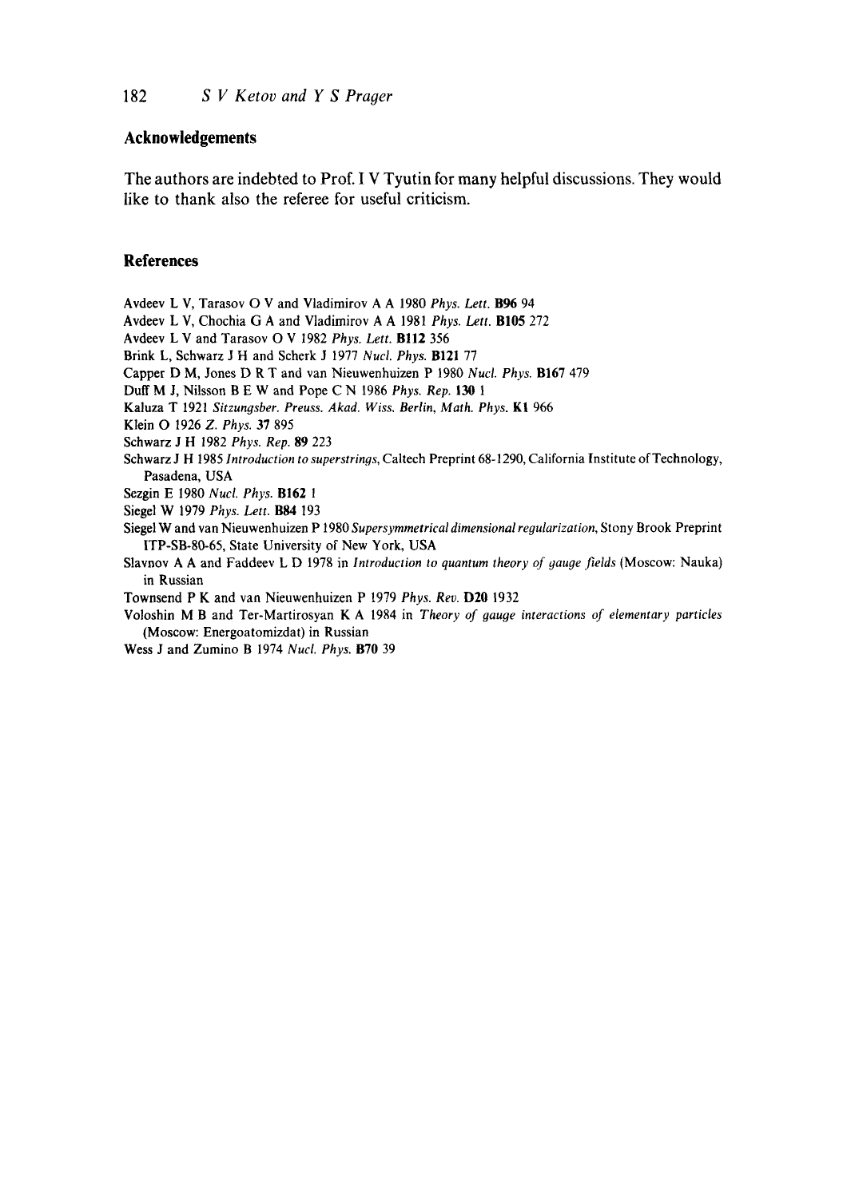## Acknowledgements

The authors are indebted to Prof. I V Tyutin for many helpful discussions. They would like to thank also the referee for useful criticism.

## References

Avdeev L V, Tarasov O V and Vladimirov A A 1980 *Phys. Lett.* **B96** 94

Avdeev L V, Chochia G A and Vladimirov A A 1981 *Phys. Lett.* **B105** 272

Avdeev L V and Tarasov O V 1982 *Phys. Lett.* **B112** 356

Brink L, Schwarz J H and Scherk J 1977 *Nucl. Phys.* **B121** 77

Capper D M, Jones D R T and van Nieuwenhuizen P 1980 *Nucl. Phys.* **B167** 479

Duff M J, Nilsson B E W and Pope C N 1986 *Phys. Rep.* **130** 1

Kaluza T 1921 *Sitzungsber. Preuss. Akad. Wiss. Berlin, Math. Phys.* **K1** 966

Klein O 1926 *Z. Phys.* **37** 895

Schwarz J H 1982 *Phys. Rep.* **89** 223

Schwarz J H 1985 *Introduction to superstrings*, Caltech Preprint 68-1290, California Institute of Technology, Pasadena, USA

Sezgin E 1980 *Nucl. Phys.* **B162** 1

Siegel W 1979 *Phys. Lett.* **B84** 193

Siegel W and van Nieuwenhuizen P 1980 *Supersymmetrical dimensional regularization*, Stony Brook Preprint ITP-SB-80-65, State University of New York, USA

Slavnov A A and Faddeev L D 1978 in *Introduction to quantum theory of gauge fields* (Moscow: Nauka) in Russian

Townsend P K and van Nieuwenhuizen P 1979 *Phys. Rev.* **D20** 1932

Voloshin M B and Ter-Martirosyan K A 1984 in *Theory of gauge interactions of elementary particles* (Moscow: Energoatomizdat) in Russian

Wess J and Zumino B 1974 *Nucl. Phys.* **B70** 39